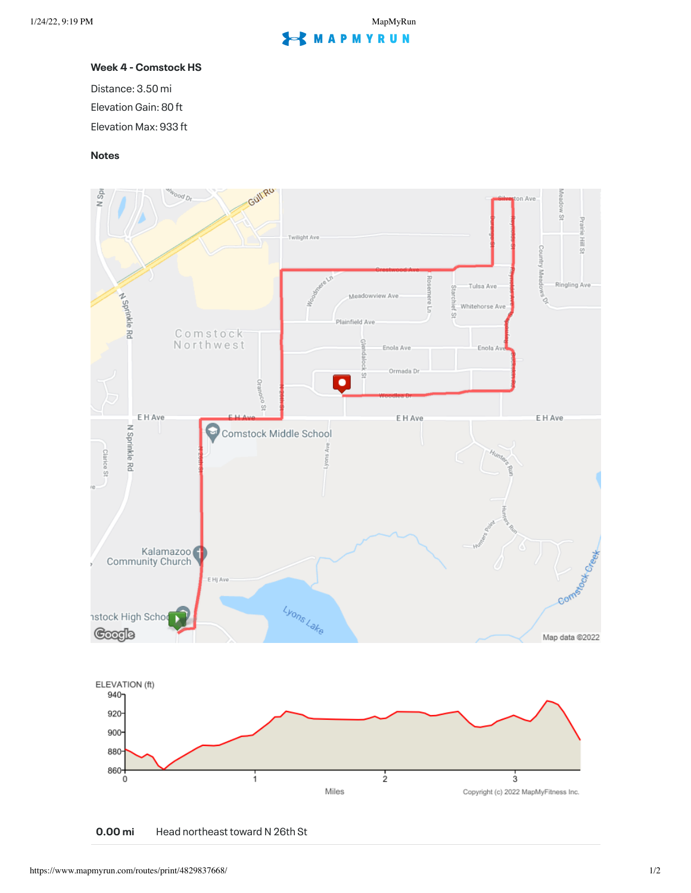# Week 4 - Comstock HS

Distance: 3.50 mi

Elevation Gain: 80 ft

Elevation Max: 933 ft

## Notes

**0.00 mi** Head northeast toward N 26th St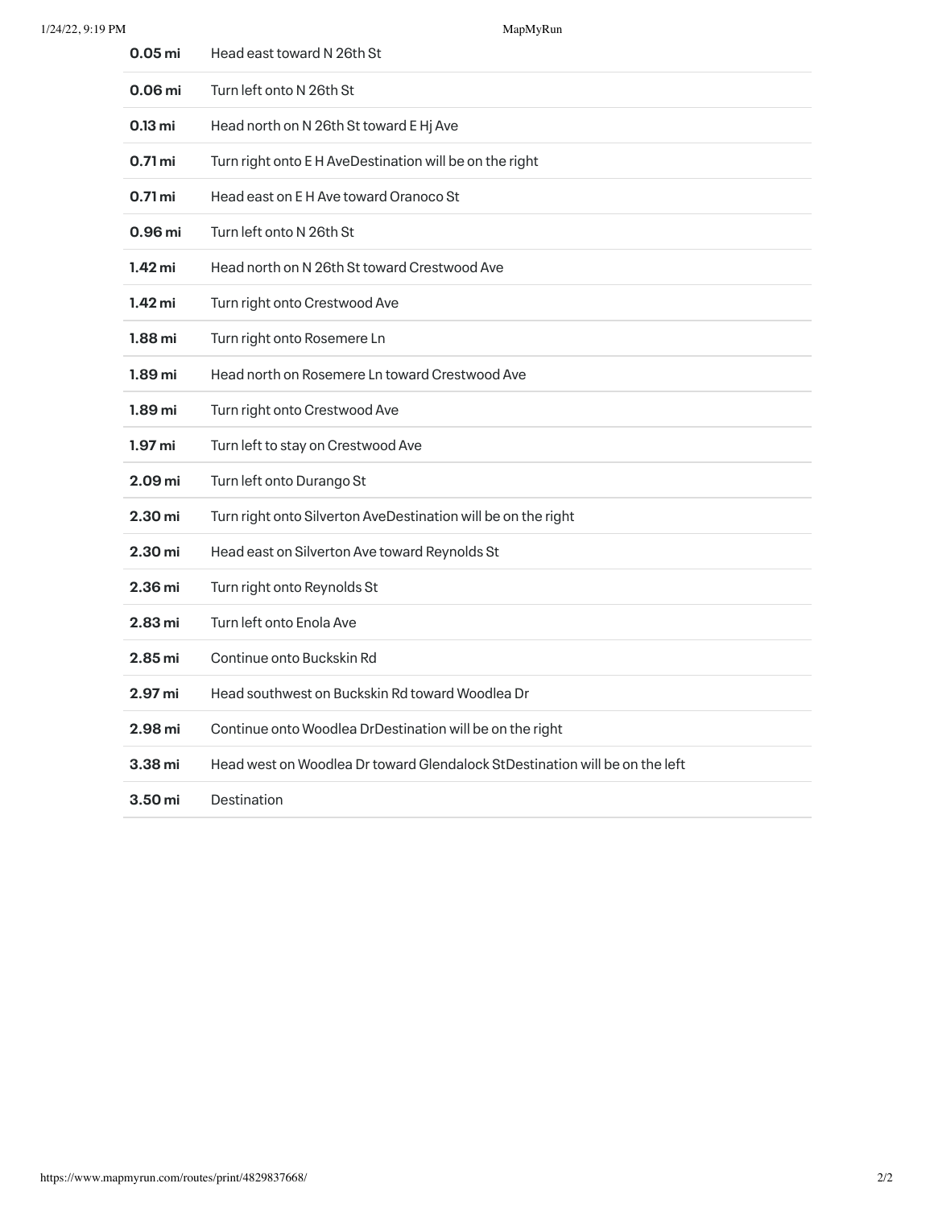| | |
|---|---|
| **0.05 mi** | Head east toward N 26th St |
| **0.06 mi** | Turn left onto N 26th St |
| **0.13 mi** | Head north on N 26th St toward E Hj Ave |
| **0.71 mi** | Turn right onto E H AveDestination will be on the right |
| **0.71 mi** | Head east on E H Ave toward Oranoco St |
| **0.96 mi** | Turn left onto N 26th St |
| **1.42 mi** | Head north on N 26th St toward Crestwood Ave |
| **1.42 mi** | Turn right onto Crestwood Ave |
| **1.88 mi** | Turn right onto Rosemere Ln |
| **1.89 mi** | Head north on Rosemere Ln toward Crestwood Ave |
| **1.89 mi** | Turn right onto Crestwood Ave |
| **1.97 mi** | Turn left to stay on Crestwood Ave |
| **2.09 mi** | Turn left onto Durango St |
| **2.30 mi** | Turn right onto Silverton AveDestination will be on the right |
| **2.30 mi** | Head east on Silverton Ave toward Reynolds St |
| **2.36 mi** | Turn right onto Reynolds St |
| **2.83 mi** | Turn left onto Enola Ave |
| **2.85 mi** | Continue onto Buckskin Rd |
| **2.97 mi** | Head southwest on Buckskin Rd toward Woodlea Dr |
| **2.98 mi** | Continue onto Woodlea DrDestination will be on the right |
| **3.38 mi** | Head west on Woodlea Dr toward Glendalock StDestination will be on the left |
| **3.50 mi** | Destination |